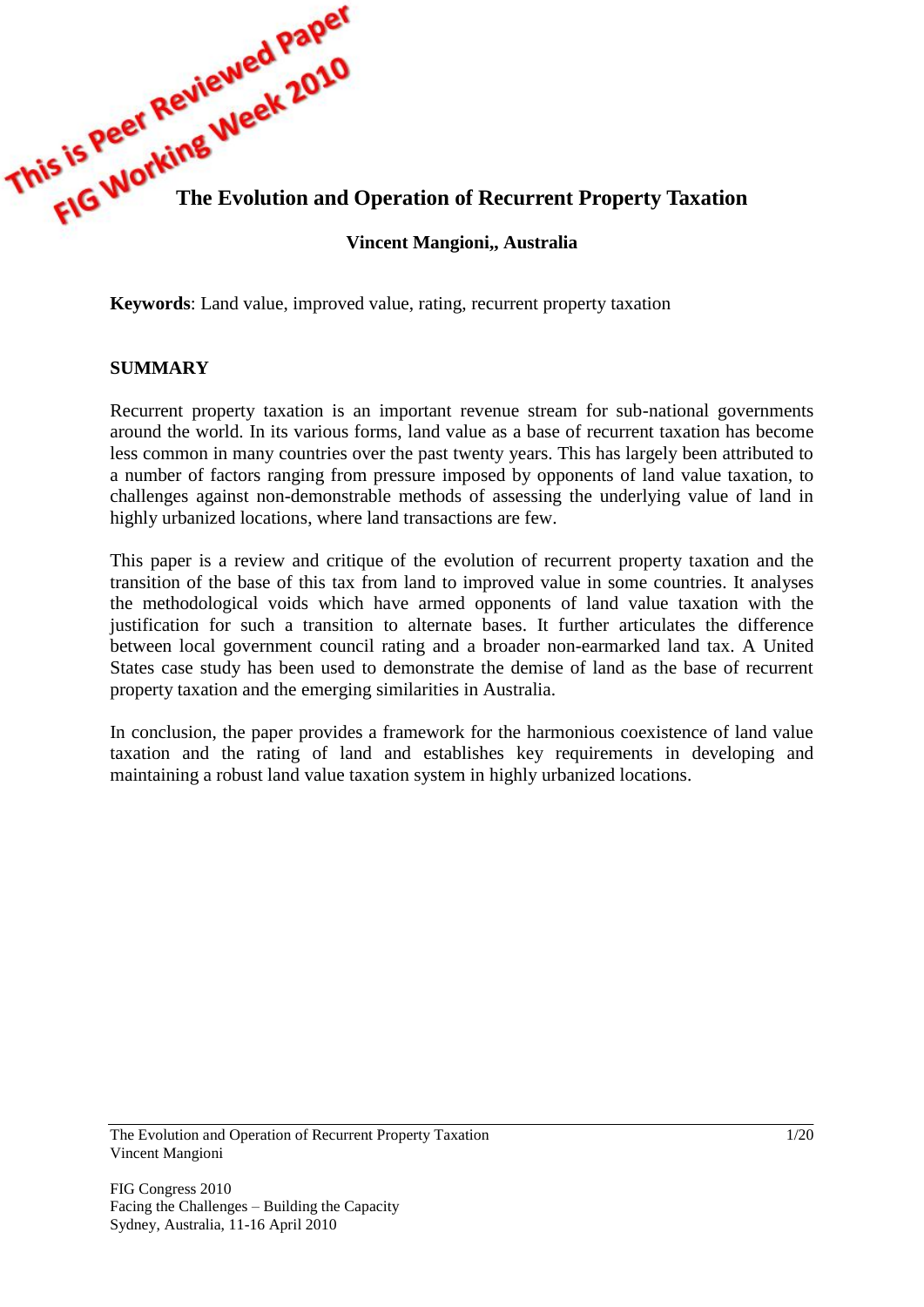This is Peer Reviewed Paper FIG Working Week 2010

# The Evolution and Operation of Recurrent Property Taxation

**Vincent Mangioni,, Australia**

**Keywords**: Land value, improved value, rating, recurrent property taxation

## SUMMARY

Recurrent property taxation is an important revenue stream for sub-national governments around the world. In its various forms, land value as a base of recurrent taxation has become less common in many countries over the past twenty years. This has largely been attributed to a number of factors ranging from pressure imposed by opponents of land value taxation, to challenges against non-demonstrable methods of assessing the underlying value of land in highly urbanized locations, where land transactions are few.

This paper is a review and critique of the evolution of recurrent property taxation and the transition of the base of this tax from land to improved value in some countries. It analyses the methodological voids which have armed opponents of land value taxation with the justification for such a transition to alternate bases. It further articulates the difference between local government council rating and a broader non-earmarked land tax. A United States case study has been used to demonstrate the demise of land as the base of recurrent property taxation and the emerging similarities in Australia.

In conclusion, the paper provides a framework for the harmonious coexistence of land value taxation and the rating of land and establishes key requirements in developing and maintaining a robust land value taxation system in highly urbanized locations.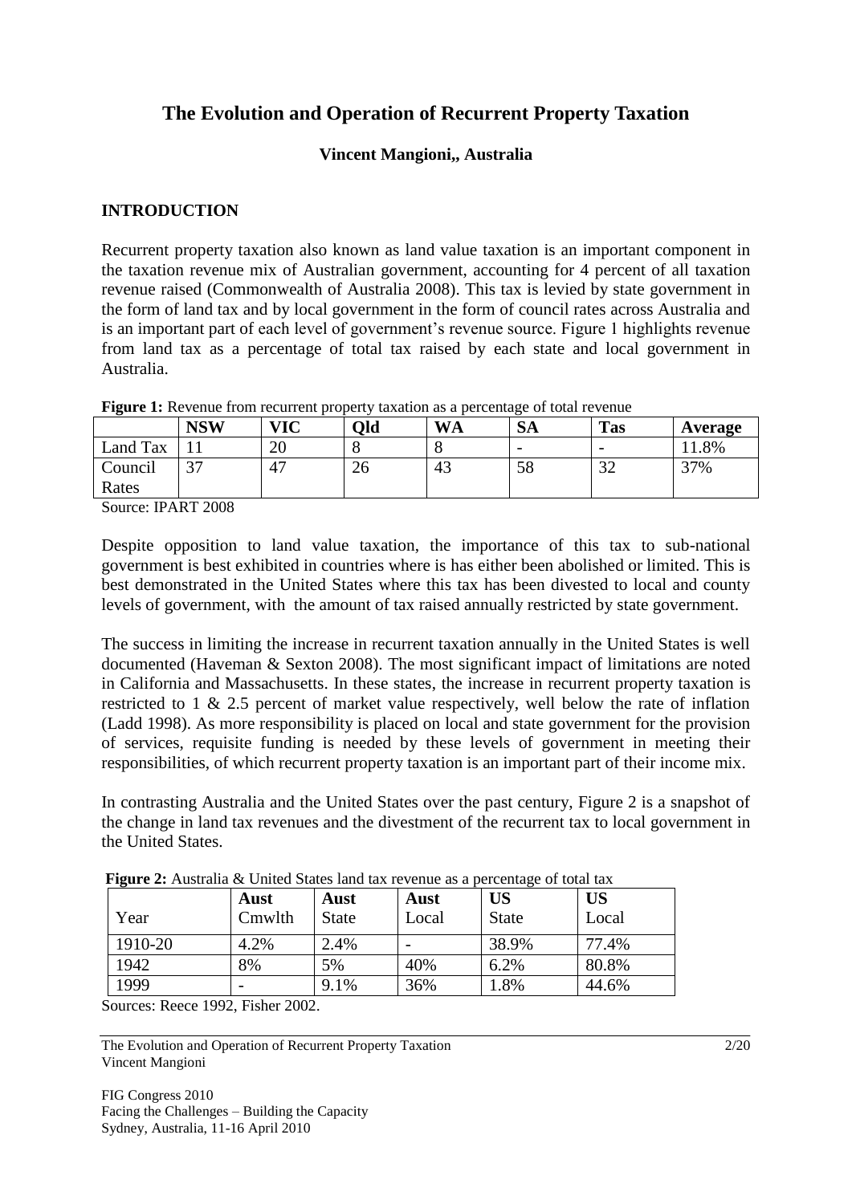# The Evolution and Operation of Recurrent Property Taxation

**Vincent Mangioni,, Australia**

## INTRODUCTION

Recurrent property taxation also known as land value taxation is an important component in the taxation revenue mix of Australian government, accounting for 4 percent of all taxation revenue raised (Commonwealth of Australia 2008). This tax is levied by state government in the form of land tax and by local government in the form of council rates across Australia and is an important part of each level of government's revenue source. Figure 1 highlights revenue from land tax as a percentage of total tax raised by each state and local government in Australia.

**Figure 1:** Revenue from recurrent property taxation as a percentage of total revenue

| | NSW | VIC | Qld | WA | SA | Tas | Average |
|---|---|---|---|---|---|---|---|
| Land Tax | 11 | 20 | 8 | 8 | - | - | 11.8% |
| Council Rates | 37 | 47 | 26 | 43 | 58 | 32 | 37% |

Source: IPART 2008

Despite opposition to land value taxation, the importance of this tax to sub-national government is best exhibited in countries where is has either been abolished or limited. This is best demonstrated in the United States where this tax has been divested to local and county levels of government, with the amount of tax raised annually restricted by state government.

The success in limiting the increase in recurrent taxation annually in the United States is well documented (Haveman & Sexton 2008). The most significant impact of limitations are noted in California and Massachusetts. In these states, the increase in recurrent property taxation is restricted to 1 & 2.5 percent of market value respectively, well below the rate of inflation (Ladd 1998). As more responsibility is placed on local and state government for the provision of services, requisite funding is needed by these levels of government in meeting their responsibilities, of which recurrent property taxation is an important part of their income mix.

In contrasting Australia and the United States over the past century, Figure 2 is a snapshot of the change in land tax revenues and the divestment of the recurrent tax to local government in the United States.

**Figure 2:** Australia & United States land tax revenue as a percentage of total tax

| Year | Aust Cmwlth | Aust State | Aust Local | US State | US Local |
|---|---|---|---|---|---|
| 1910-20 | 4.2% | 2.4% | - | 38.9% | 77.4% |
| 1942 | 8% | 5% | 40% | 6.2% | 80.8% |
| 1999 | - | 9.1% | 36% | 1.8% | 44.6% |

Sources: Reece 1992, Fisher 2002.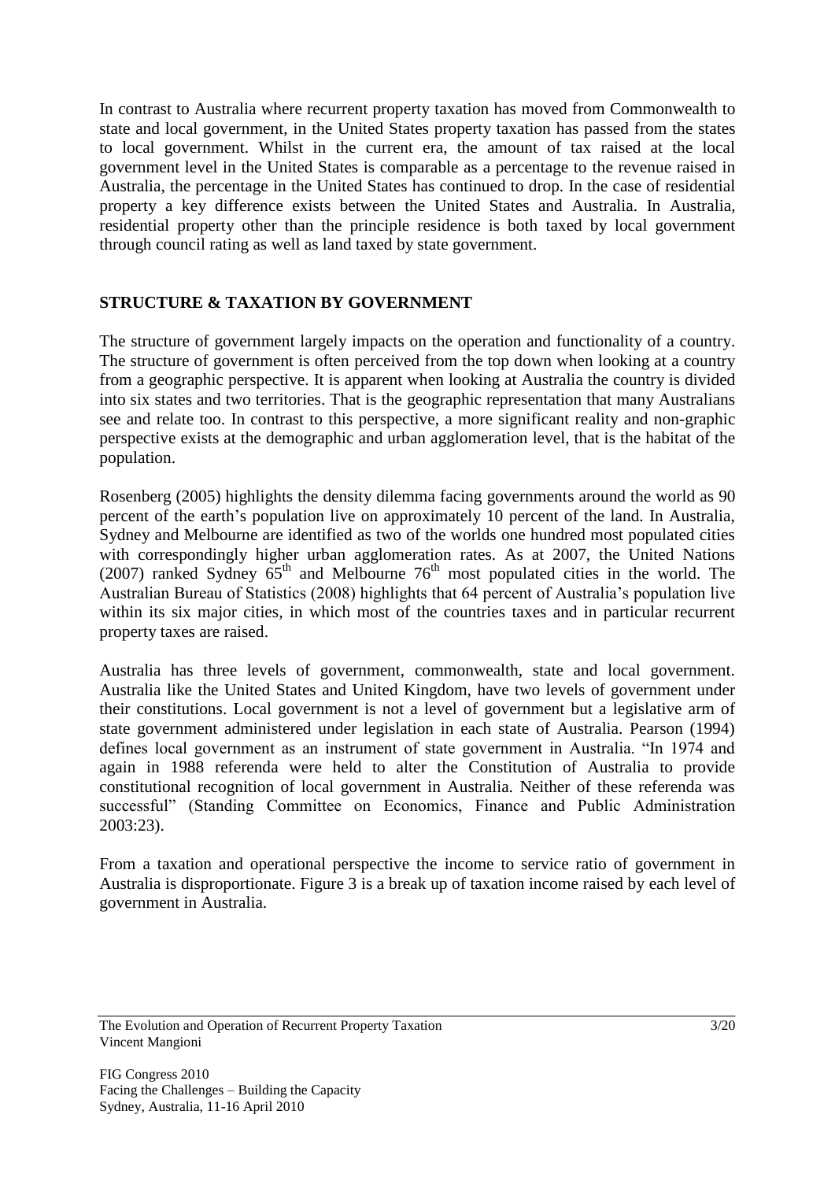In contrast to Australia where recurrent property taxation has moved from Commonwealth to state and local government, in the United States property taxation has passed from the states to local government. Whilst in the current era, the amount of tax raised at the local government level in the United States is comparable as a percentage to the revenue raised in Australia, the percentage in the United States has continued to drop. In the case of residential property a key difference exists between the United States and Australia. In Australia, residential property other than the principle residence is both taxed by local government through council rating as well as land taxed by state government.

## STRUCTURE & TAXATION BY GOVERNMENT

The structure of government largely impacts on the operation and functionality of a country. The structure of government is often perceived from the top down when looking at a country from a geographic perspective. It is apparent when looking at Australia the country is divided into six states and two territories. That is the geographic representation that many Australians see and relate too. In contrast to this perspective, a more significant reality and non-graphic perspective exists at the demographic and urban agglomeration level, that is the habitat of the population.

Rosenberg (2005) highlights the density dilemma facing governments around the world as 90 percent of the earth's population live on approximately 10 percent of the land. In Australia, Sydney and Melbourne are identified as two of the worlds one hundred most populated cities with correspondingly higher urban agglomeration rates. As at 2007, the United Nations (2007) ranked Sydney 65th and Melbourne 76th most populated cities in the world. The Australian Bureau of Statistics (2008) highlights that 64 percent of Australia's population live within its six major cities, in which most of the countries taxes and in particular recurrent property taxes are raised.

Australia has three levels of government, commonwealth, state and local government. Australia like the United States and United Kingdom, have two levels of government under their constitutions. Local government is not a level of government but a legislative arm of state government administered under legislation in each state of Australia. Pearson (1994) defines local government as an instrument of state government in Australia. "In 1974 and again in 1988 referenda were held to alter the Constitution of Australia to provide constitutional recognition of local government in Australia. Neither of these referenda was successful" (Standing Committee on Economics, Finance and Public Administration 2003:23).

From a taxation and operational perspective the income to service ratio of government in Australia is disproportionate. Figure 3 is a break up of taxation income raised by each level of government in Australia.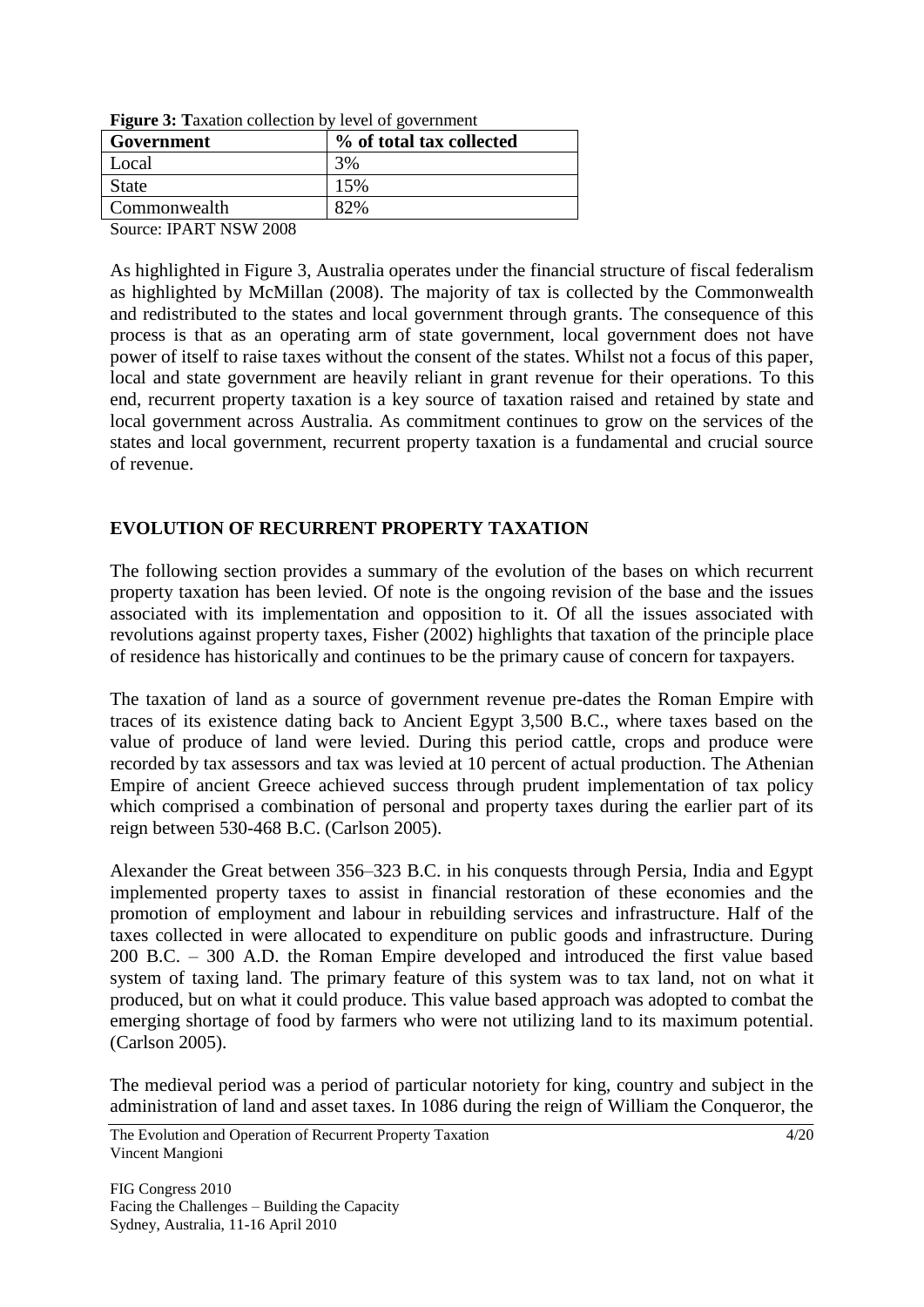**Figure 3: T**axation collection by level of government

| Government | % of total tax collected |
|---|---|
| Local | 3% |
| State | 15% |
| Commonwealth | 82% |

Source: IPART NSW 2008

As highlighted in Figure 3, Australia operates under the financial structure of fiscal federalism as highlighted by McMillan (2008). The majority of tax is collected by the Commonwealth and redistributed to the states and local government through grants. The consequence of this process is that as an operating arm of state government, local government does not have power of itself to raise taxes without the consent of the states. Whilst not a focus of this paper, local and state government are heavily reliant in grant revenue for their operations. To this end, recurrent property taxation is a key source of taxation raised and retained by state and local government across Australia. As commitment continues to grow on the services of the states and local government, recurrent property taxation is a fundamental and crucial source of revenue.

## EVOLUTION OF RECURRENT PROPERTY TAXATION

The following section provides a summary of the evolution of the bases on which recurrent property taxation has been levied. Of note is the ongoing revision of the base and the issues associated with its implementation and opposition to it. Of all the issues associated with revolutions against property taxes, Fisher (2002) highlights that taxation of the principle place of residence has historically and continues to be the primary cause of concern for taxpayers.

The taxation of land as a source of government revenue pre-dates the Roman Empire with traces of its existence dating back to Ancient Egypt 3,500 B.C., where taxes based on the value of produce of land were levied. During this period cattle, crops and produce were recorded by tax assessors and tax was levied at 10 percent of actual production. The Athenian Empire of ancient Greece achieved success through prudent implementation of tax policy which comprised a combination of personal and property taxes during the earlier part of its reign between 530-468 B.C. (Carlson 2005).

Alexander the Great between 356–323 B.C. in his conquests through Persia, India and Egypt implemented property taxes to assist in financial restoration of these economies and the promotion of employment and labour in rebuilding services and infrastructure. Half of the taxes collected in were allocated to expenditure on public goods and infrastructure. During 200 B.C. – 300 A.D. the Roman Empire developed and introduced the first value based system of taxing land. The primary feature of this system was to tax land, not on what it produced, but on what it could produce. This value based approach was adopted to combat the emerging shortage of food by farmers who were not utilizing land to its maximum potential. (Carlson 2005).

The medieval period was a period of particular notoriety for king, country and subject in the administration of land and asset taxes. In 1086 during the reign of William the Conqueror, the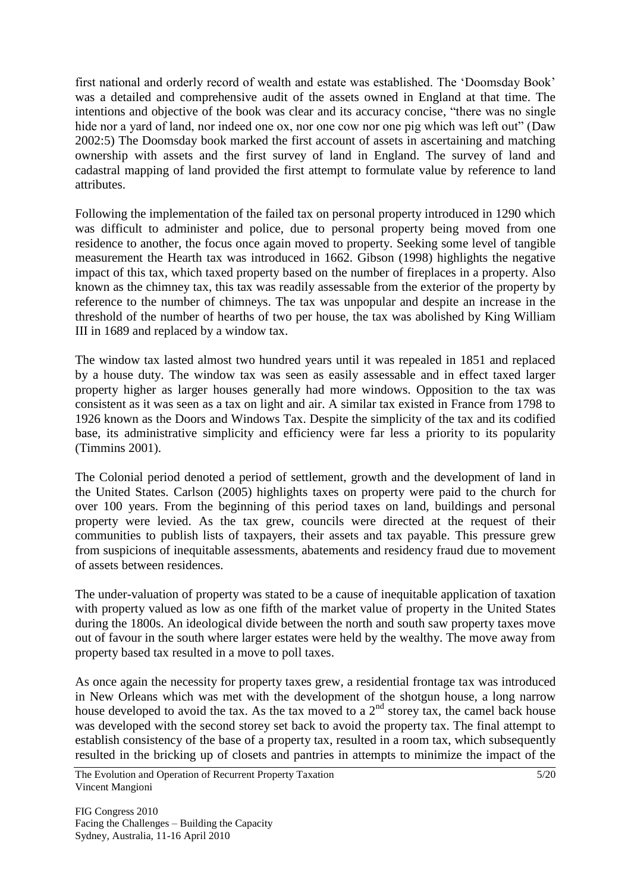first national and orderly record of wealth and estate was established. The 'Doomsday Book' was a detailed and comprehensive audit of the assets owned in England at that time. The intentions and objective of the book was clear and its accuracy concise, "there was no single hide nor a yard of land, nor indeed one ox, nor one cow nor one pig which was left out" (Daw 2002:5) The Doomsday book marked the first account of assets in ascertaining and matching ownership with assets and the first survey of land in England. The survey of land and cadastral mapping of land provided the first attempt to formulate value by reference to land attributes.

Following the implementation of the failed tax on personal property introduced in 1290 which was difficult to administer and police, due to personal property being moved from one residence to another, the focus once again moved to property. Seeking some level of tangible measurement the Hearth tax was introduced in 1662. Gibson (1998) highlights the negative impact of this tax, which taxed property based on the number of fireplaces in a property. Also known as the chimney tax, this tax was readily assessable from the exterior of the property by reference to the number of chimneys. The tax was unpopular and despite an increase in the threshold of the number of hearths of two per house, the tax was abolished by King William III in 1689 and replaced by a window tax.

The window tax lasted almost two hundred years until it was repealed in 1851 and replaced by a house duty. The window tax was seen as easily assessable and in effect taxed larger property higher as larger houses generally had more windows. Opposition to the tax was consistent as it was seen as a tax on light and air. A similar tax existed in France from 1798 to 1926 known as the Doors and Windows Tax. Despite the simplicity of the tax and its codified base, its administrative simplicity and efficiency were far less a priority to its popularity (Timmins 2001).

The Colonial period denoted a period of settlement, growth and the development of land in the United States. Carlson (2005) highlights taxes on property were paid to the church for over 100 years. From the beginning of this period taxes on land, buildings and personal property were levied. As the tax grew, councils were directed at the request of their communities to publish lists of taxpayers, their assets and tax payable. This pressure grew from suspicions of inequitable assessments, abatements and residency fraud due to movement of assets between residences.

The under-valuation of property was stated to be a cause of inequitable application of taxation with property valued as low as one fifth of the market value of property in the United States during the 1800s. An ideological divide between the north and south saw property taxes move out of favour in the south where larger estates were held by the wealthy. The move away from property based tax resulted in a move to poll taxes.

As once again the necessity for property taxes grew, a residential frontage tax was introduced in New Orleans which was met with the development of the shotgun house, a long narrow house developed to avoid the tax. As the tax moved to a 2nd storey tax, the camel back house was developed with the second storey set back to avoid the property tax. The final attempt to establish consistency of the base of a property tax, resulted in a room tax, which subsequently resulted in the bricking up of closets and pantries in attempts to minimize the impact of the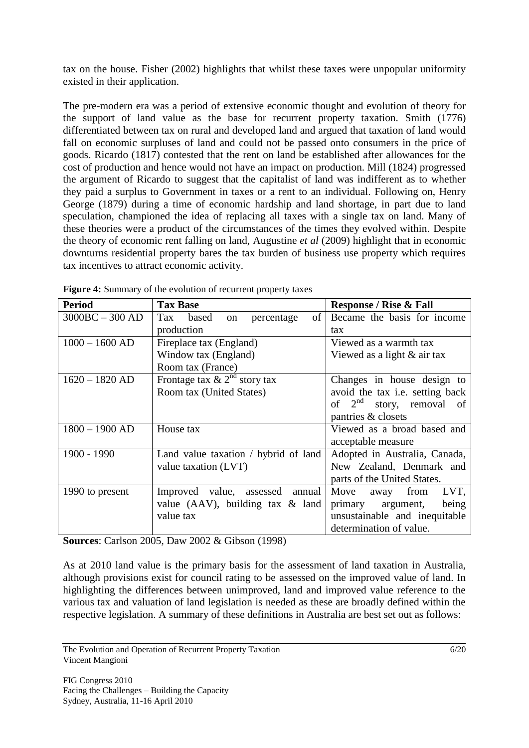tax on the house. Fisher (2002) highlights that whilst these taxes were unpopular uniformity existed in their application.

The pre-modern era was a period of extensive economic thought and evolution of theory for the support of land value as the base for recurrent property taxation. Smith (1776) differentiated between tax on rural and developed land and argued that taxation of land would fall on economic surpluses of land and could not be passed onto consumers in the price of goods. Ricardo (1817) contested that the rent on land be established after allowances for the cost of production and hence would not have an impact on production. Mill (1824) progressed the argument of Ricardo to suggest that the capitalist of land was indifferent as to whether they paid a surplus to Government in taxes or a rent to an individual. Following on, Henry George (1879) during a time of economic hardship and land shortage, in part due to land speculation, championed the idea of replacing all taxes with a single tax on land. Many of these theories were a product of the circumstances of the times they evolved within. Despite the theory of economic rent falling on land, Augustine *et al* (2009) highlight that in economic downturns residential property bares the tax burden of business use property which requires tax incentives to attract economic activity.

**Figure 4:** Summary of the evolution of recurrent property taxes

| **Period** | **Tax Base** | **Response / Rise & Fall** |
|---|---|---|
| 3000BC – 300 AD | Tax based on percentage of production | Became the basis for income tax |
| 1000 – 1600 AD | Fireplace tax (England)<br>Window tax (England)<br>Room tax (France) | Viewed as a warmth tax<br>Viewed as a light & air tax |
| 1620 – 1820 AD | Frontage tax & 2nd story tax<br>Room tax (United States) | Changes in house design to avoid the tax i.e. setting back of 2nd story, removal of pantries & closets |
| 1800 – 1900 AD | House tax | Viewed as a broad based and acceptable measure |
| 1900 - 1990 | Land value taxation / hybrid of land value taxation (LVT) | Adopted in Australia, Canada, New Zealand, Denmark and parts of the United States. |
| 1990 to present | Improved value, assessed annual value (AAV), building tax & land value tax | Move away from LVT, primary argument, being unsustainable and inequitable determination of value. |

**Sources**: Carlson 2005, Daw 2002 & Gibson (1998)

As at 2010 land value is the primary basis for the assessment of land taxation in Australia, although provisions exist for council rating to be assessed on the improved value of land. In highlighting the differences between unimproved, land and improved value reference to the various tax and valuation of land legislation is needed as these are broadly defined within the respective legislation. A summary of these definitions in Australia are best set out as follows: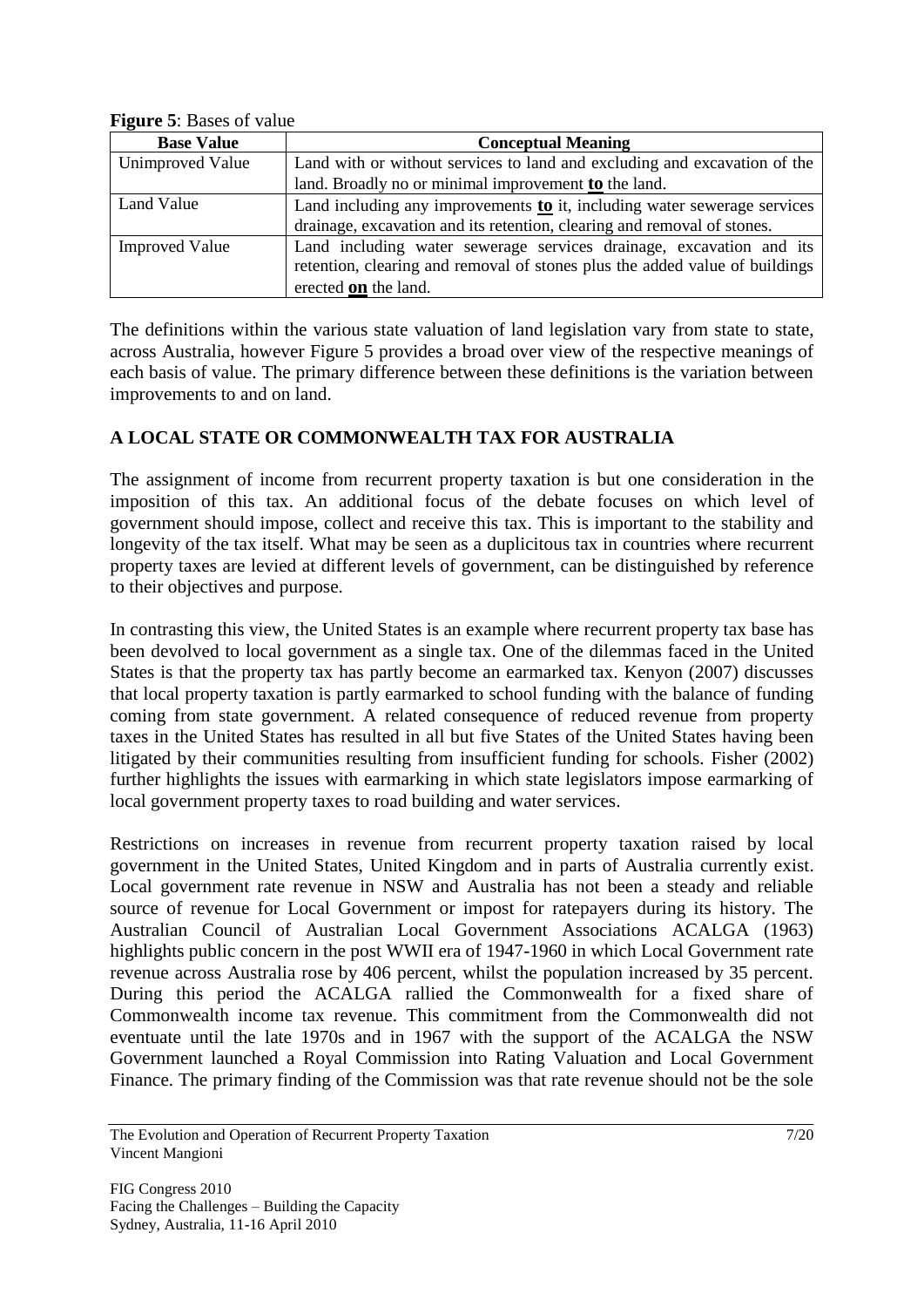**Figure 5**: Bases of value

| Base Value | Conceptual Meaning |
|---|---|
| Unimproved Value | Land with or without services to land and excluding and excavation of the land. Broadly no or minimal improvement **to** the land. |
| Land Value | Land including any improvements **to** it, including water sewerage services drainage, excavation and its retention, clearing and removal of stones. |
| Improved Value | Land including water sewerage services drainage, excavation and its retention, clearing and removal of stones plus the added value of buildings erected **on** the land. |

The definitions within the various state valuation of land legislation vary from state to state, across Australia, however Figure 5 provides a broad over view of the respective meanings of each basis of value. The primary difference between these definitions is the variation between improvements to and on land.

## A LOCAL STATE OR COMMONWEALTH TAX FOR AUSTRALIA

The assignment of income from recurrent property taxation is but one consideration in the imposition of this tax. An additional focus of the debate focuses on which level of government should impose, collect and receive this tax. This is important to the stability and longevity of the tax itself. What may be seen as a duplicitous tax in countries where recurrent property taxes are levied at different levels of government, can be distinguished by reference to their objectives and purpose.

In contrasting this view, the United States is an example where recurrent property tax base has been devolved to local government as a single tax. One of the dilemmas faced in the United States is that the property tax has partly become an earmarked tax. Kenyon (2007) discusses that local property taxation is partly earmarked to school funding with the balance of funding coming from state government. A related consequence of reduced revenue from property taxes in the United States has resulted in all but five States of the United States having been litigated by their communities resulting from insufficient funding for schools. Fisher (2002) further highlights the issues with earmarking in which state legislators impose earmarking of local government property taxes to road building and water services.

Restrictions on increases in revenue from recurrent property taxation raised by local government in the United States, United Kingdom and in parts of Australia currently exist. Local government rate revenue in NSW and Australia has not been a steady and reliable source of revenue for Local Government or impost for ratepayers during its history. The Australian Council of Australian Local Government Associations ACALGA (1963) highlights public concern in the post WWII era of 1947-1960 in which Local Government rate revenue across Australia rose by 406 percent, whilst the population increased by 35 percent. During this period the ACALGA rallied the Commonwealth for a fixed share of Commonwealth income tax revenue. This commitment from the Commonwealth did not eventuate until the late 1970s and in 1967 with the support of the ACALGA the NSW Government launched a Royal Commission into Rating Valuation and Local Government Finance. The primary finding of the Commission was that rate revenue should not be the sole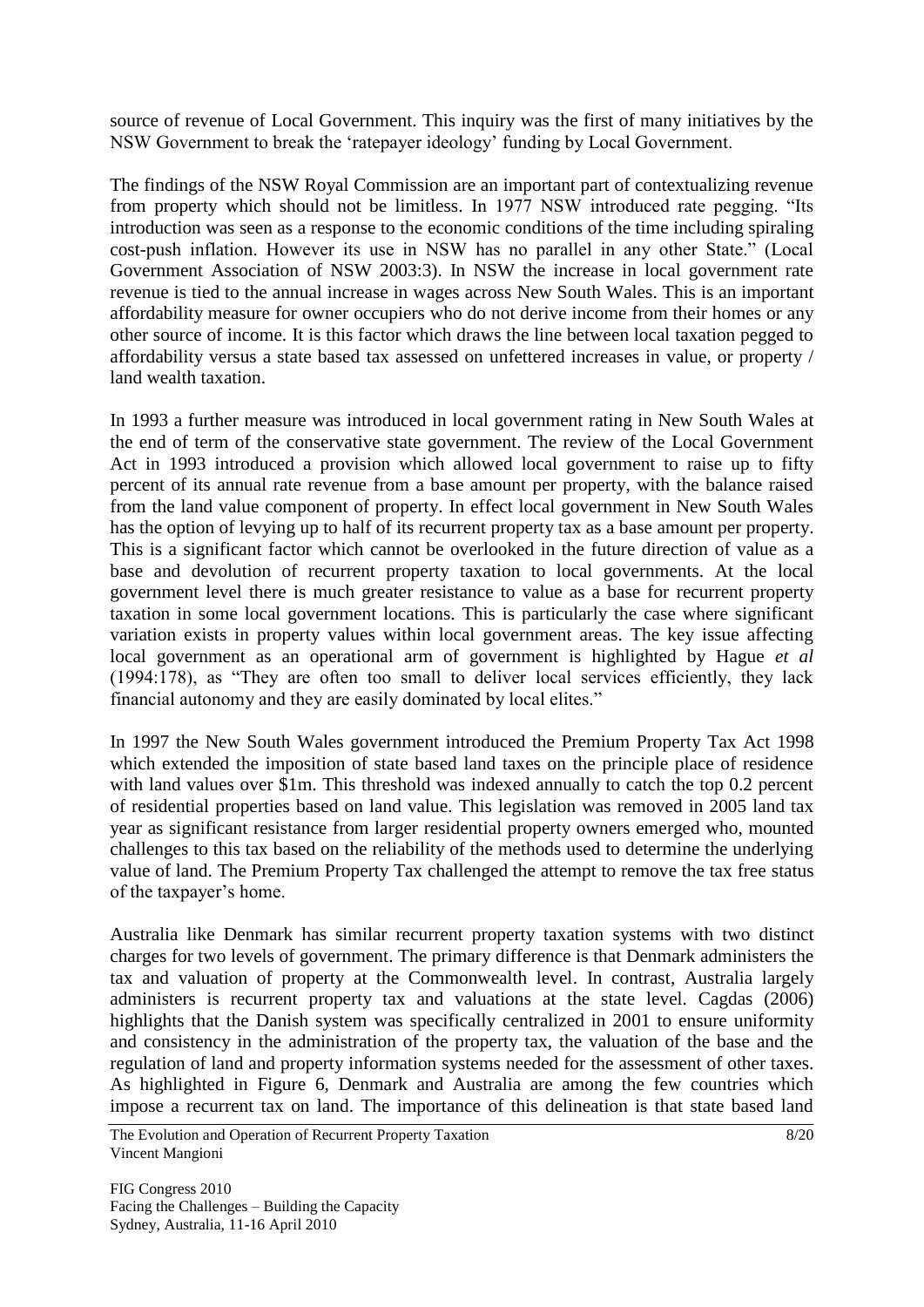source of revenue of Local Government. This inquiry was the first of many initiatives by the NSW Government to break the 'ratepayer ideology' funding by Local Government.

The findings of the NSW Royal Commission are an important part of contextualizing revenue from property which should not be limitless. In 1977 NSW introduced rate pegging. "Its introduction was seen as a response to the economic conditions of the time including spiraling cost-push inflation. However its use in NSW has no parallel in any other State." (Local Government Association of NSW 2003:3). In NSW the increase in local government rate revenue is tied to the annual increase in wages across New South Wales. This is an important affordability measure for owner occupiers who do not derive income from their homes or any other source of income. It is this factor which draws the line between local taxation pegged to affordability versus a state based tax assessed on unfettered increases in value, or property / land wealth taxation.

In 1993 a further measure was introduced in local government rating in New South Wales at the end of term of the conservative state government. The review of the Local Government Act in 1993 introduced a provision which allowed local government to raise up to fifty percent of its annual rate revenue from a base amount per property, with the balance raised from the land value component of property. In effect local government in New South Wales has the option of levying up to half of its recurrent property tax as a base amount per property. This is a significant factor which cannot be overlooked in the future direction of value as a base and devolution of recurrent property taxation to local governments. At the local government level there is much greater resistance to value as a base for recurrent property taxation in some local government locations. This is particularly the case where significant variation exists in property values within local government areas. The key issue affecting local government as an operational arm of government is highlighted by Hague *et al* (1994:178), as "They are often too small to deliver local services efficiently, they lack financial autonomy and they are easily dominated by local elites."

In 1997 the New South Wales government introduced the Premium Property Tax Act 1998 which extended the imposition of state based land taxes on the principle place of residence with land values over $1m. This threshold was indexed annually to catch the top 0.2 percent of residential properties based on land value. This legislation was removed in 2005 land tax year as significant resistance from larger residential property owners emerged who, mounted challenges to this tax based on the reliability of the methods used to determine the underlying value of land. The Premium Property Tax challenged the attempt to remove the tax free status of the taxpayer's home.

Australia like Denmark has similar recurrent property taxation systems with two distinct charges for two levels of government. The primary difference is that Denmark administers the tax and valuation of property at the Commonwealth level. In contrast, Australia largely administers is recurrent property tax and valuations at the state level. Cagdas (2006) highlights that the Danish system was specifically centralized in 2001 to ensure uniformity and consistency in the administration of the property tax, the valuation of the base and the regulation of land and property information systems needed for the assessment of other taxes. As highlighted in Figure 6, Denmark and Australia are among the few countries which impose a recurrent tax on land. The importance of this delineation is that state based land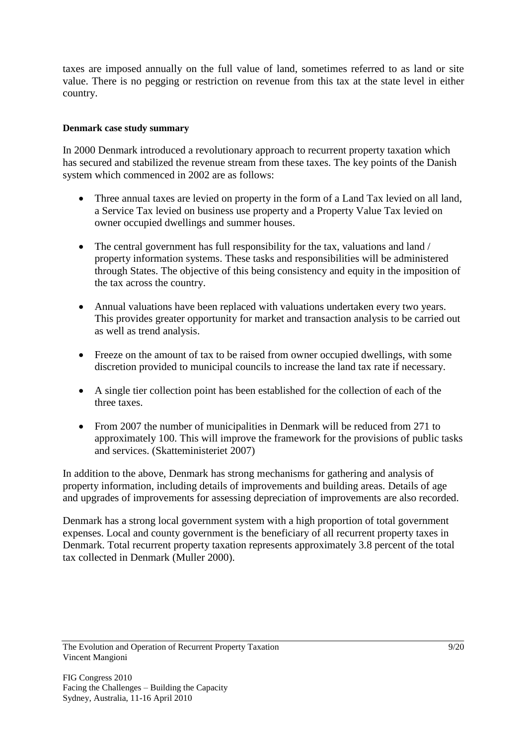taxes are imposed annually on the full value of land, sometimes referred to as land or site value. There is no pegging or restriction on revenue from this tax at the state level in either country.

**Denmark case study summary**

In 2000 Denmark introduced a revolutionary approach to recurrent property taxation which has secured and stabilized the revenue stream from these taxes. The key points of the Danish system which commenced in 2002 are as follows:

- Three annual taxes are levied on property in the form of a Land Tax levied on all land, a Service Tax levied on business use property and a Property Value Tax levied on owner occupied dwellings and summer houses.
- The central government has full responsibility for the tax, valuations and land / property information systems. These tasks and responsibilities will be administered through States. The objective of this being consistency and equity in the imposition of the tax across the country.
- Annual valuations have been replaced with valuations undertaken every two years. This provides greater opportunity for market and transaction analysis to be carried out as well as trend analysis.
- Freeze on the amount of tax to be raised from owner occupied dwellings, with some discretion provided to municipal councils to increase the land tax rate if necessary.
- A single tier collection point has been established for the collection of each of the three taxes.
- From 2007 the number of municipalities in Denmark will be reduced from 271 to approximately 100. This will improve the framework for the provisions of public tasks and services. (Skatteministeriet 2007)

In addition to the above, Denmark has strong mechanisms for gathering and analysis of property information, including details of improvements and building areas. Details of age and upgrades of improvements for assessing depreciation of improvements are also recorded.

Denmark has a strong local government system with a high proportion of total government expenses. Local and county government is the beneficiary of all recurrent property taxes in Denmark. Total recurrent property taxation represents approximately 3.8 percent of the total tax collected in Denmark (Muller 2000).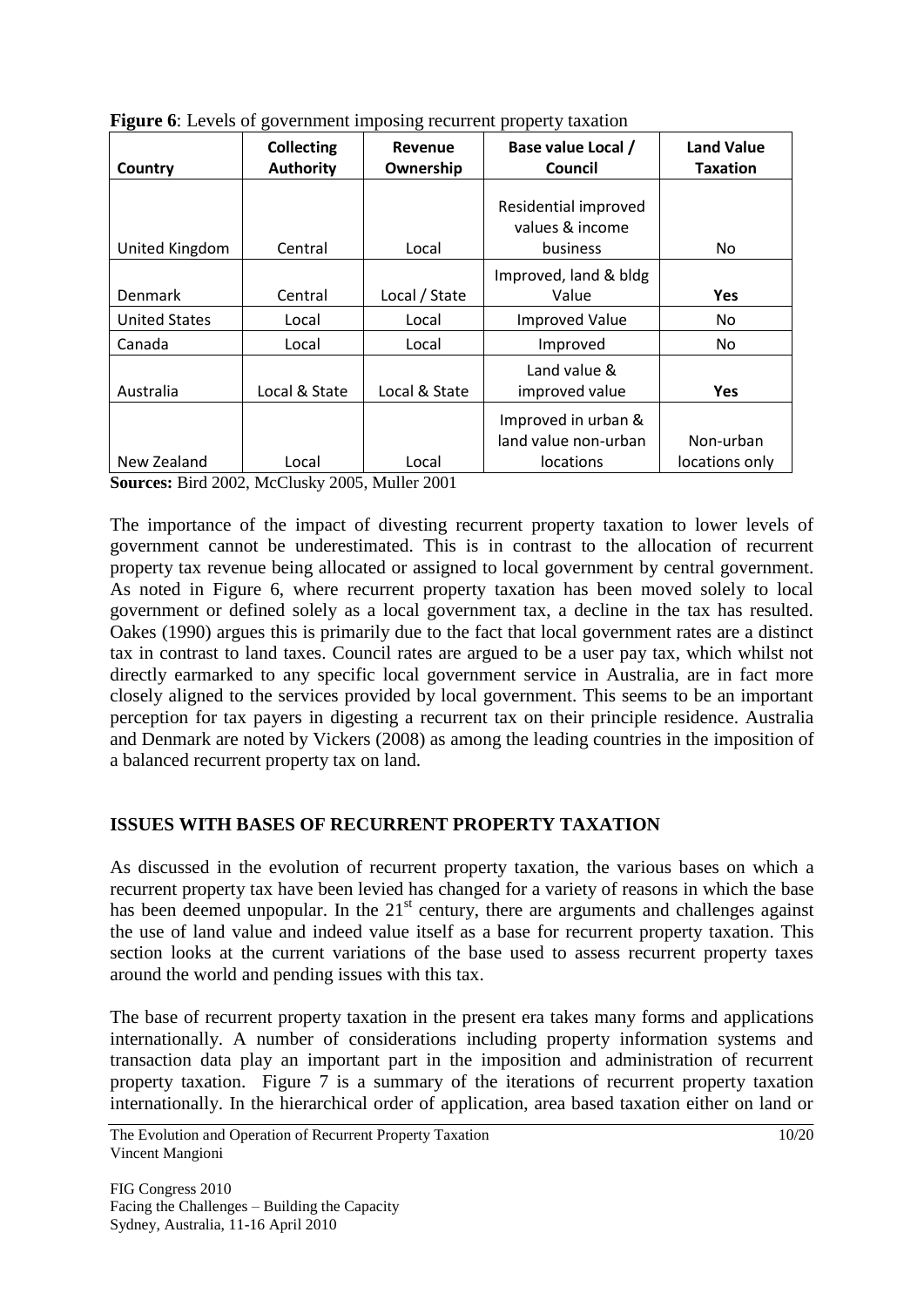**Figure 6**: Levels of government imposing recurrent property taxation

| Country | Collecting Authority | Revenue Ownership | Base value Local / Council | Land Value Taxation |
|---|---|---|---|---|
| United Kingdom | Central | Local | Residential improved values & income business | No |
| Denmark | Central | Local / State | Improved, land & bldg Value | **Yes** |
| United States | Local | Local | Improved Value | No |
| Canada | Local | Local | Improved | No |
| Australia | Local & State | Local & State | Land value & improved value | **Yes** |
| New Zealand | Local | Local | Improved in urban & land value non-urban locations | Non-urban locations only |

**Sources:** Bird 2002, McClusky 2005, Muller 2001

The importance of the impact of divesting recurrent property taxation to lower levels of government cannot be underestimated. This is in contrast to the allocation of recurrent property tax revenue being allocated or assigned to local government by central government. As noted in Figure 6, where recurrent property taxation has been moved solely to local government or defined solely as a local government tax, a decline in the tax has resulted. Oakes (1990) argues this is primarily due to the fact that local government rates are a distinct tax in contrast to land taxes. Council rates are argued to be a user pay tax, which whilst not directly earmarked to any specific local government service in Australia, are in fact more closely aligned to the services provided by local government. This seems to be an important perception for tax payers in digesting a recurrent tax on their principle residence. Australia and Denmark are noted by Vickers (2008) as among the leading countries in the imposition of a balanced recurrent property tax on land.

## ISSUES WITH BASES OF RECURRENT PROPERTY TAXATION

As discussed in the evolution of recurrent property taxation, the various bases on which a recurrent property tax have been levied has changed for a variety of reasons in which the base has been deemed unpopular. In the 21st century, there are arguments and challenges against the use of land value and indeed value itself as a base for recurrent property taxation. This section looks at the current variations of the base used to assess recurrent property taxes around the world and pending issues with this tax.

The base of recurrent property taxation in the present era takes many forms and applications internationally. A number of considerations including property information systems and transaction data play an important part in the imposition and administration of recurrent property taxation. Figure 7 is a summary of the iterations of recurrent property taxation internationally. In the hierarchical order of application, area based taxation either on land or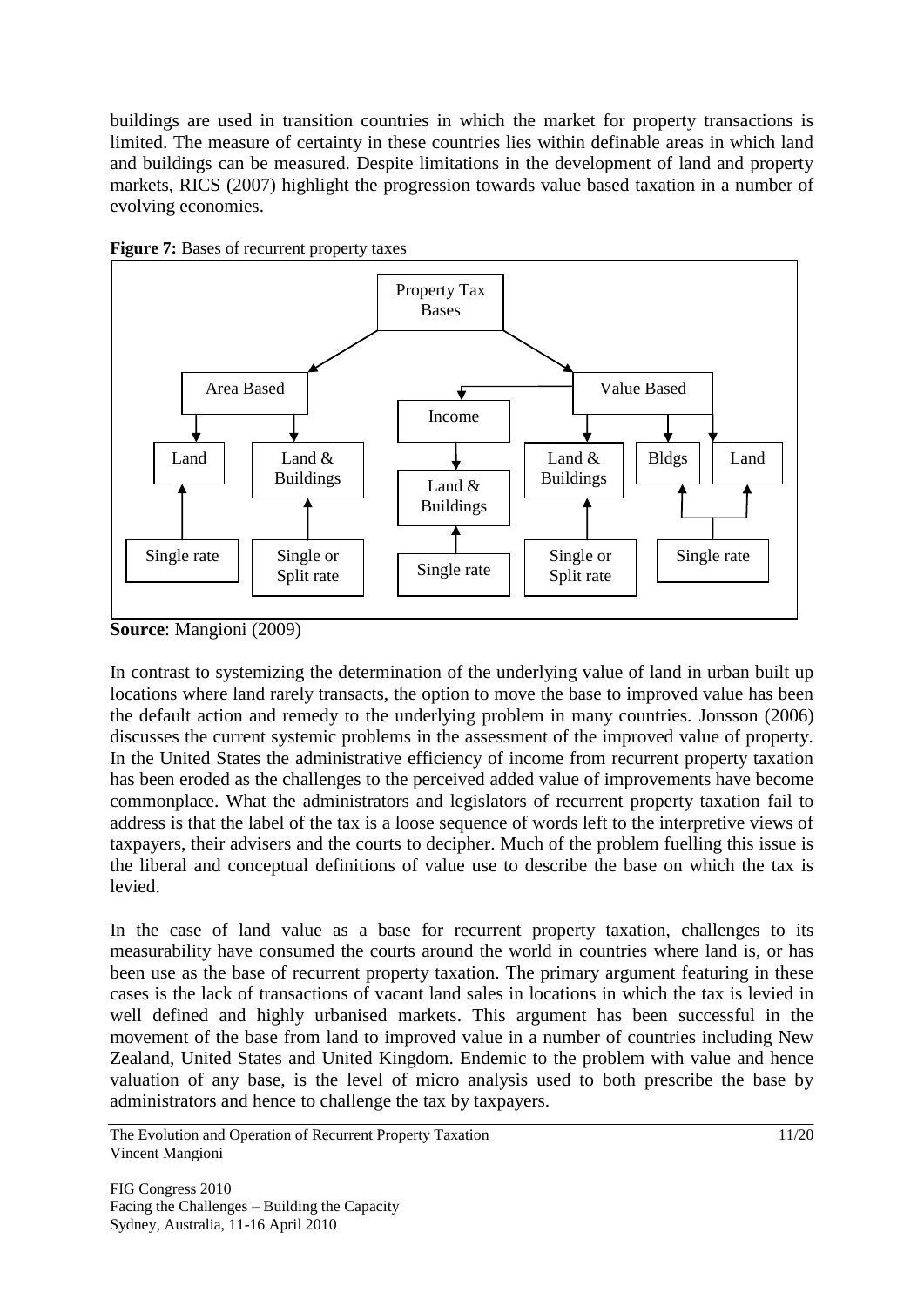buildings are used in transition countries in which the market for property transactions is limited. The measure of certainty in these countries lies within definable areas in which land and buildings can be measured. Despite limitations in the development of land and property markets, RICS (2007) highlight the progression towards value based taxation in a number of evolving economies.

**Figure 7:** Bases of recurrent property taxes

Property Tax Bases

Area Based

Value Based

Income

Land

Land & Buildings

Land & Buildings

Land & Buildings

Bldgs

Land

Single rate

Single or Split rate

Single rate

Single or Split rate

Single rate

**Source**: Mangioni (2009)

In contrast to systemizing the determination of the underlying value of land in urban built up locations where land rarely transacts, the option to move the base to improved value has been the default action and remedy to the underlying problem in many countries. Jonsson (2006) discusses the current systemic problems in the assessment of the improved value of property. In the United States the administrative efficiency of income from recurrent property taxation has been eroded as the challenges to the perceived added value of improvements have become commonplace. What the administrators and legislators of recurrent property taxation fail to address is that the label of the tax is a loose sequence of words left to the interpretive views of taxpayers, their advisers and the courts to decipher. Much of the problem fuelling this issue is the liberal and conceptual definitions of value use to describe the base on which the tax is levied.

In the case of land value as a base for recurrent property taxation, challenges to its measurability have consumed the courts around the world in countries where land is, or has been use as the base of recurrent property taxation. The primary argument featuring in these cases is the lack of transactions of vacant land sales in locations in which the tax is levied in well defined and highly urbanised markets. This argument has been successful in the movement of the base from land to improved value in a number of countries including New Zealand, United States and United Kingdom. Endemic to the problem with value and hence valuation of any base, is the level of micro analysis used to both prescribe the base by administrators and hence to challenge the tax by taxpayers.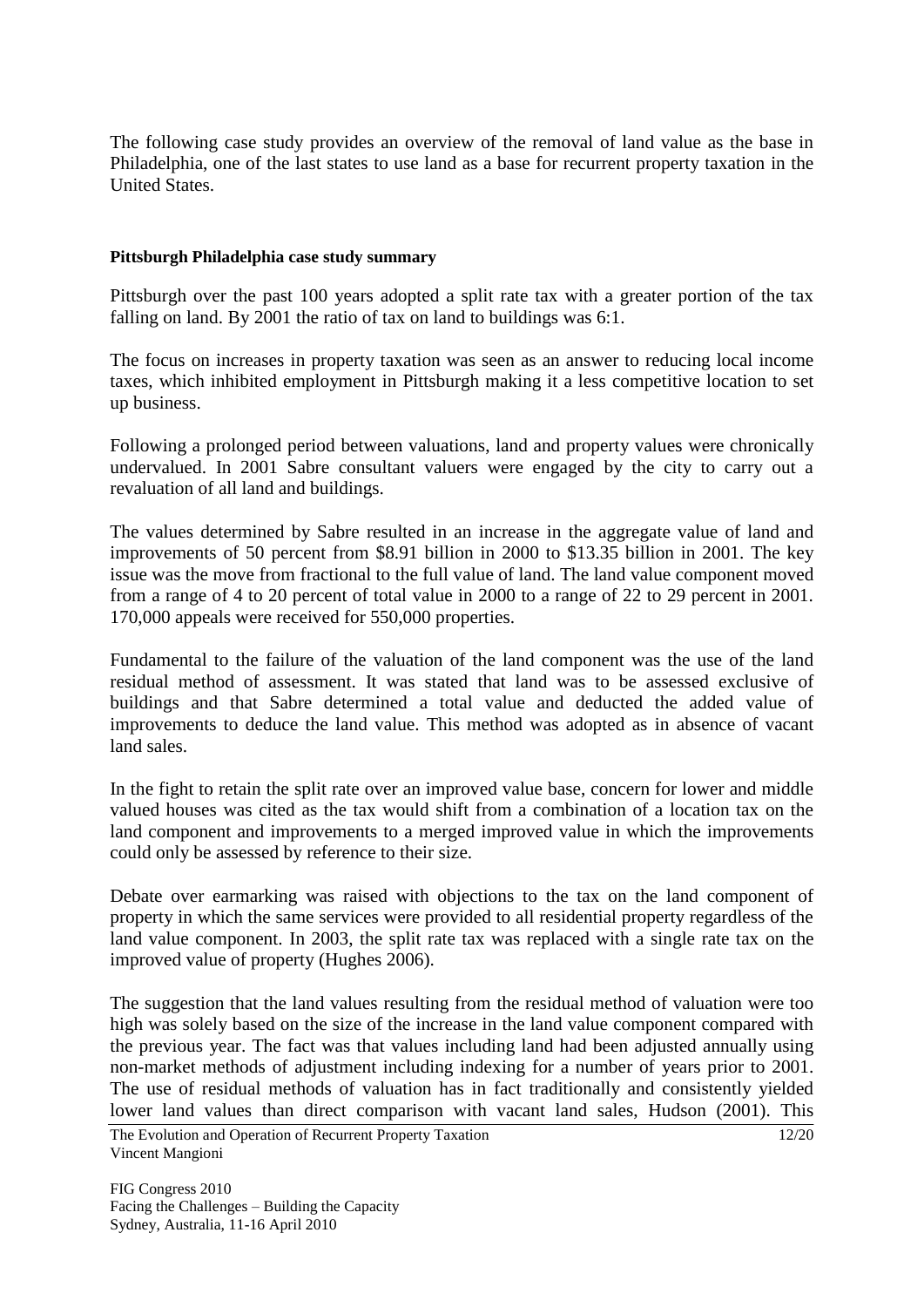The following case study provides an overview of the removal of land value as the base in Philadelphia, one of the last states to use land as a base for recurrent property taxation in the United States.

**Pittsburgh Philadelphia case study summary**

Pittsburgh over the past 100 years adopted a split rate tax with a greater portion of the tax falling on land. By 2001 the ratio of tax on land to buildings was 6:1.

The focus on increases in property taxation was seen as an answer to reducing local income taxes, which inhibited employment in Pittsburgh making it a less competitive location to set up business.

Following a prolonged period between valuations, land and property values were chronically undervalued. In 2001 Sabre consultant valuers were engaged by the city to carry out a revaluation of all land and buildings.

The values determined by Sabre resulted in an increase in the aggregate value of land and improvements of 50 percent from $8.91 billion in 2000 to $13.35 billion in 2001. The key issue was the move from fractional to the full value of land. The land value component moved from a range of 4 to 20 percent of total value in 2000 to a range of 22 to 29 percent in 2001. 170,000 appeals were received for 550,000 properties.

Fundamental to the failure of the valuation of the land component was the use of the land residual method of assessment. It was stated that land was to be assessed exclusive of buildings and that Sabre determined a total value and deducted the added value of improvements to deduce the land value. This method was adopted as in absence of vacant land sales.

In the fight to retain the split rate over an improved value base, concern for lower and middle valued houses was cited as the tax would shift from a combination of a location tax on the land component and improvements to a merged improved value in which the improvements could only be assessed by reference to their size.

Debate over earmarking was raised with objections to the tax on the land component of property in which the same services were provided to all residential property regardless of the land value component. In 2003, the split rate tax was replaced with a single rate tax on the improved value of property (Hughes 2006).

The suggestion that the land values resulting from the residual method of valuation were too high was solely based on the size of the increase in the land value component compared with the previous year. The fact was that values including land had been adjusted annually using non-market methods of adjustment including indexing for a number of years prior to 2001. The use of residual methods of valuation has in fact traditionally and consistently yielded lower land values than direct comparison with vacant land sales, Hudson (2001). This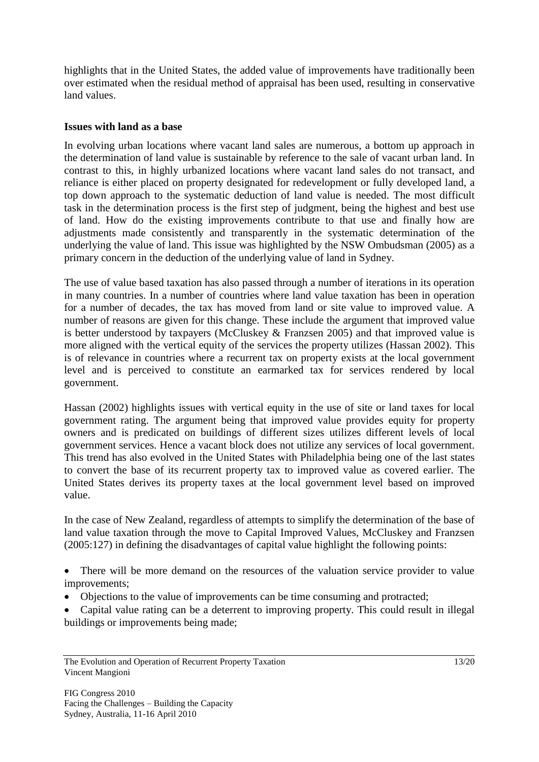highlights that in the United States, the added value of improvements have traditionally been over estimated when the residual method of appraisal has been used, resulting in conservative land values.

**Issues with land as a base**

In evolving urban locations where vacant land sales are numerous, a bottom up approach in the determination of land value is sustainable by reference to the sale of vacant urban land. In contrast to this, in highly urbanized locations where vacant land sales do not transact, and reliance is either placed on property designated for redevelopment or fully developed land, a top down approach to the systematic deduction of land value is needed. The most difficult task in the determination process is the first step of judgment, being the highest and best use of land. How do the existing improvements contribute to that use and finally how are adjustments made consistently and transparently in the systematic determination of the underlying the value of land. This issue was highlighted by the NSW Ombudsman (2005) as a primary concern in the deduction of the underlying value of land in Sydney.

The use of value based taxation has also passed through a number of iterations in its operation in many countries. In a number of countries where land value taxation has been in operation for a number of decades, the tax has moved from land or site value to improved value. A number of reasons are given for this change. These include the argument that improved value is better understood by taxpayers (McCluskey & Franzsen 2005) and that improved value is more aligned with the vertical equity of the services the property utilizes (Hassan 2002). This is of relevance in countries where a recurrent tax on property exists at the local government level and is perceived to constitute an earmarked tax for services rendered by local government.

Hassan (2002) highlights issues with vertical equity in the use of site or land taxes for local government rating. The argument being that improved value provides equity for property owners and is predicated on buildings of different sizes utilizes different levels of local government services. Hence a vacant block does not utilize any services of local government. This trend has also evolved in the United States with Philadelphia being one of the last states to convert the base of its recurrent property tax to improved value as covered earlier. The United States derives its property taxes at the local government level based on improved value.

In the case of New Zealand, regardless of attempts to simplify the determination of the base of land value taxation through the move to Capital Improved Values, McCluskey and Franzsen (2005:127) in defining the disadvantages of capital value highlight the following points:

- There will be more demand on the resources of the valuation service provider to value improvements;
- Objections to the value of improvements can be time consuming and protracted;
- Capital value rating can be a deterrent to improving property. This could result in illegal buildings or improvements being made;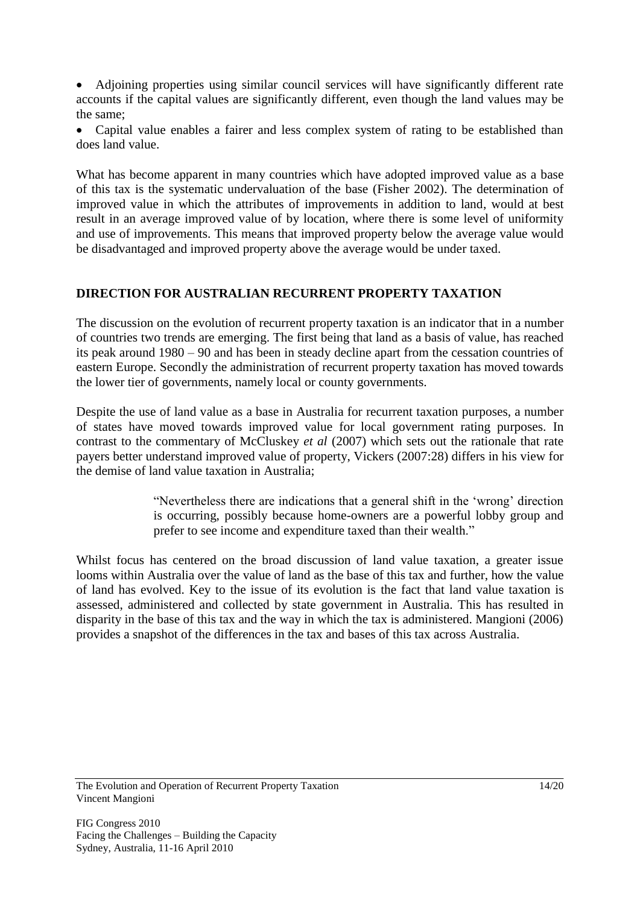- Adjoining properties using similar council services will have significantly different rate accounts if the capital values are significantly different, even though the land values may be the same;
- Capital value enables a fairer and less complex system of rating to be established than does land value.

What has become apparent in many countries which have adopted improved value as a base of this tax is the systematic undervaluation of the base (Fisher 2002). The determination of improved value in which the attributes of improvements in addition to land, would at best result in an average improved value of by location, where there is some level of uniformity and use of improvements. This means that improved property below the average value would be disadvantaged and improved property above the average would be under taxed.

## DIRECTION FOR AUSTRALIAN RECURRENT PROPERTY TAXATION

The discussion on the evolution of recurrent property taxation is an indicator that in a number of countries two trends are emerging. The first being that land as a basis of value, has reached its peak around 1980 – 90 and has been in steady decline apart from the cessation countries of eastern Europe. Secondly the administration of recurrent property taxation has moved towards the lower tier of governments, namely local or county governments.

Despite the use of land value as a base in Australia for recurrent taxation purposes, a number of states have moved towards improved value for local government rating purposes. In contrast to the commentary of McCluskey *et al* (2007) which sets out the rationale that rate payers better understand improved value of property, Vickers (2007:28) differs in his view for the demise of land value taxation in Australia;

> "Nevertheless there are indications that a general shift in the 'wrong' direction is occurring, possibly because home-owners are a powerful lobby group and prefer to see income and expenditure taxed than their wealth."

Whilst focus has centered on the broad discussion of land value taxation, a greater issue looms within Australia over the value of land as the base of this tax and further, how the value of land has evolved. Key to the issue of its evolution is the fact that land value taxation is assessed, administered and collected by state government in Australia. This has resulted in disparity in the base of this tax and the way in which the tax is administered. Mangioni (2006) provides a snapshot of the differences in the tax and bases of this tax across Australia.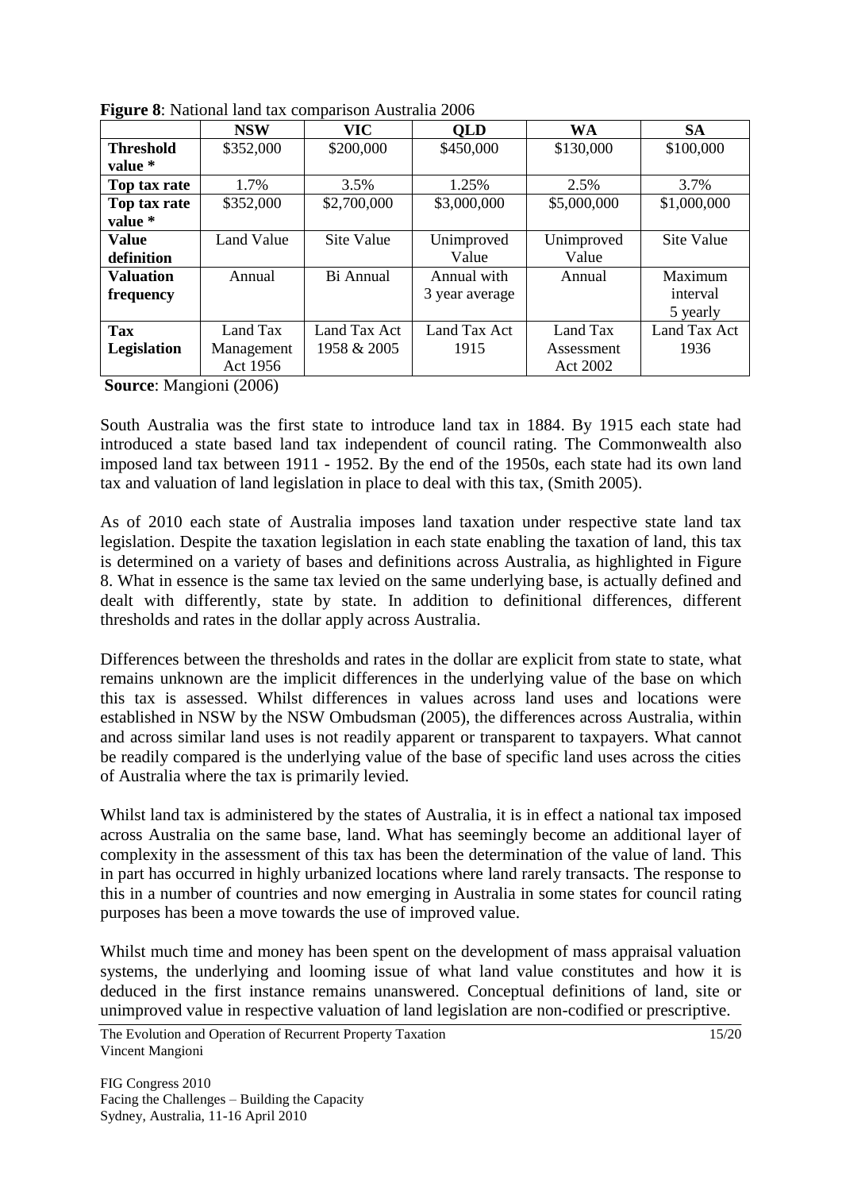**Figure 8**: National land tax comparison Australia 2006

| | **NSW** | **VIC** | **QLD** | **WA** | **SA** |
|---|---|---|---|---|---|
| **Threshold value *** | $352,000 | $200,000 | $450,000 | $130,000 | $100,000 |
| **Top tax rate** | 1.7% | 3.5% | 1.25% | 2.5% | 3.7% |
| **Top tax rate value *** | $352,000 | $2,700,000 | $3,000,000 | $5,000,000 | $1,000,000 |
| **Value definition** | Land Value | Site Value | Unimproved Value | Unimproved Value | Site Value |
| **Valuation frequency** | Annual | Bi Annual | Annual with 3 year average | Annual | Maximum interval 5 yearly |
| **Tax Legislation** | Land Tax Management Act 1956 | Land Tax Act 1958 & 2005 | Land Tax Act 1915 | Land Tax Assessment Act 2002 | Land Tax Act 1936 |

**Source**: Mangioni (2006)

South Australia was the first state to introduce land tax in 1884. By 1915 each state had introduced a state based land tax independent of council rating. The Commonwealth also imposed land tax between 1911 - 1952. By the end of the 1950s, each state had its own land tax and valuation of land legislation in place to deal with this tax, (Smith 2005).

As of 2010 each state of Australia imposes land taxation under respective state land tax legislation. Despite the taxation legislation in each state enabling the taxation of land, this tax is determined on a variety of bases and definitions across Australia, as highlighted in Figure 8. What in essence is the same tax levied on the same underlying base, is actually defined and dealt with differently, state by state. In addition to definitional differences, different thresholds and rates in the dollar apply across Australia.

Differences between the thresholds and rates in the dollar are explicit from state to state, what remains unknown are the implicit differences in the underlying value of the base on which this tax is assessed. Whilst differences in values across land uses and locations were established in NSW by the NSW Ombudsman (2005), the differences across Australia, within and across similar land uses is not readily apparent or transparent to taxpayers. What cannot be readily compared is the underlying value of the base of specific land uses across the cities of Australia where the tax is primarily levied.

Whilst land tax is administered by the states of Australia, it is in effect a national tax imposed across Australia on the same base, land. What has seemingly become an additional layer of complexity in the assessment of this tax has been the determination of the value of land. This in part has occurred in highly urbanized locations where land rarely transacts. The response to this in a number of countries and now emerging in Australia in some states for council rating purposes has been a move towards the use of improved value.

Whilst much time and money has been spent on the development of mass appraisal valuation systems, the underlying and looming issue of what land value constitutes and how it is deduced in the first instance remains unanswered. Conceptual definitions of land, site or unimproved value in respective valuation of land legislation are non-codified or prescriptive.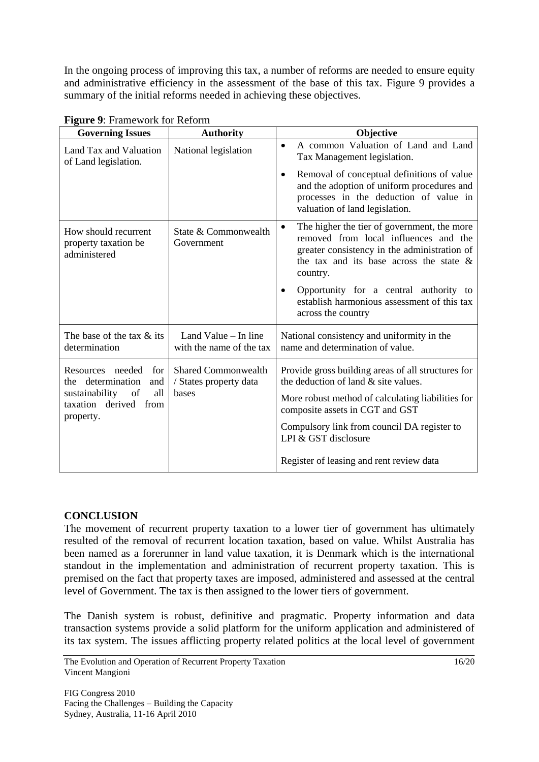In the ongoing process of improving this tax, a number of reforms are needed to ensure equity and administrative efficiency in the assessment of the base of this tax. Figure 9 provides a summary of the initial reforms needed in achieving these objectives.

**Figure 9**: Framework for Reform

| Governing Issues | Authority | Objective |
|---|---|---|
| Land Tax and Valuation of Land legislation. | National legislation | • A common Valuation of Land and Land Tax Management legislation.<br>• Removal of conceptual definitions of value and the adoption of uniform procedures and processes in the deduction of value in valuation of land legislation. |
| How should recurrent property taxation be administered | State & Commonwealth Government | • The higher the tier of government, the more removed from local influences and the greater consistency in the administration of the tax and its base across the state & country.<br>• Opportunity for a central authority to establish harmonious assessment of this tax across the country |
| The base of the tax & its determination | Land Value – In line with the name of the tax | National consistency and uniformity in the name and determination of value. |
| Resources needed for the determination and sustainability of all taxation derived from property. | Shared Commonwealth / States property data bases | Provide gross building areas of all structures for the deduction of land & site values.<br>More robust method of calculating liabilities for composite assets in CGT and GST<br>Compulsory link from council DA register to LPI & GST disclosure<br>Register of leasing and rent review data |

## CONCLUSION

The movement of recurrent property taxation to a lower tier of government has ultimately resulted of the removal of recurrent location taxation, based on value. Whilst Australia has been named as a forerunner in land value taxation, it is Denmark which is the international standout in the implementation and administration of recurrent property taxation. This is premised on the fact that property taxes are imposed, administered and assessed at the central level of Government. The tax is then assigned to the lower tiers of government.

The Danish system is robust, definitive and pragmatic. Property information and data transaction systems provide a solid platform for the uniform application and administered of its tax system. The issues afflicting property related politics at the local level of government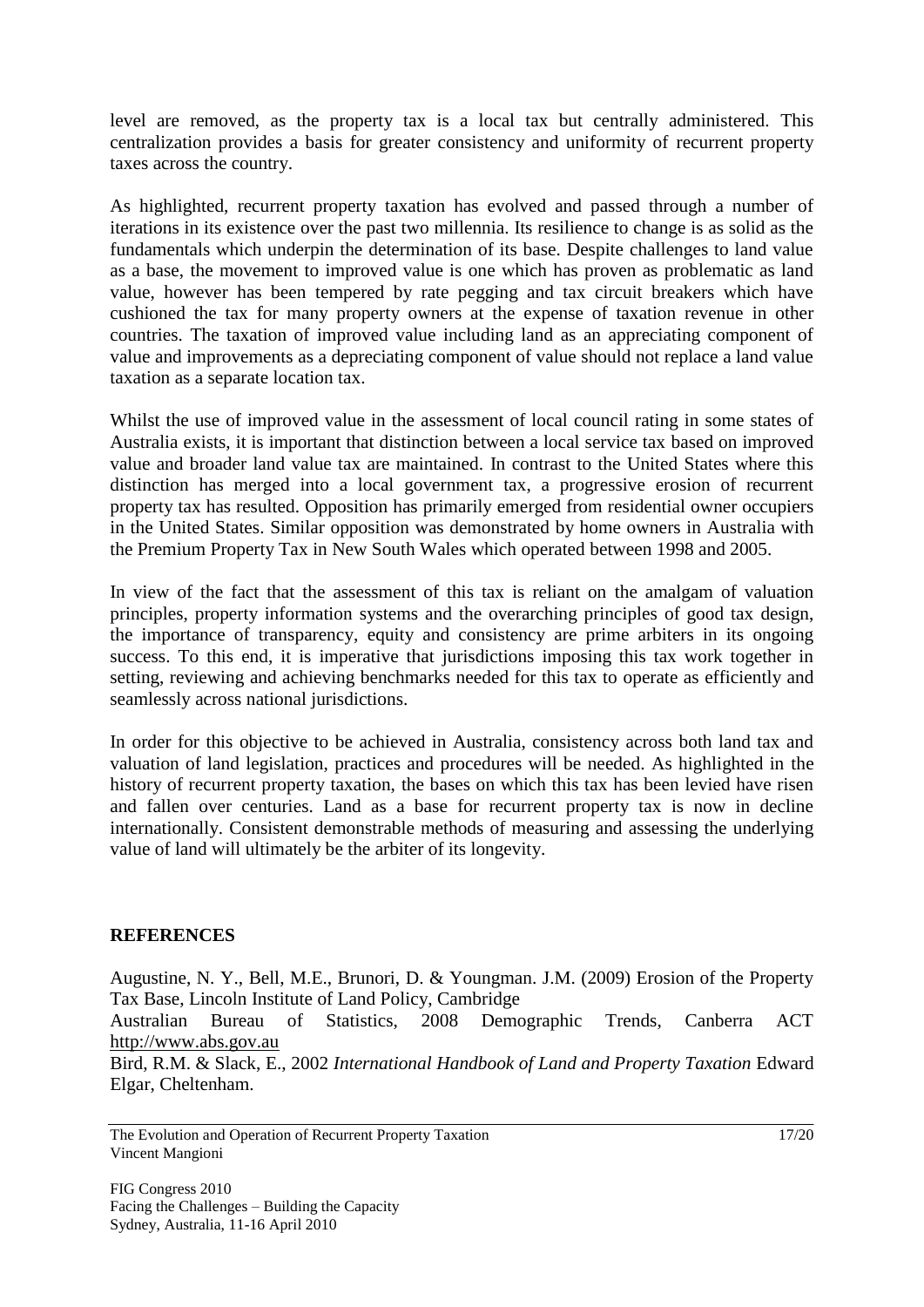level are removed, as the property tax is a local tax but centrally administered. This centralization provides a basis for greater consistency and uniformity of recurrent property taxes across the country.

As highlighted, recurrent property taxation has evolved and passed through a number of iterations in its existence over the past two millennia. Its resilience to change is as solid as the fundamentals which underpin the determination of its base. Despite challenges to land value as a base, the movement to improved value is one which has proven as problematic as land value, however has been tempered by rate pegging and tax circuit breakers which have cushioned the tax for many property owners at the expense of taxation revenue in other countries. The taxation of improved value including land as an appreciating component of value and improvements as a depreciating component of value should not replace a land value taxation as a separate location tax.

Whilst the use of improved value in the assessment of local council rating in some states of Australia exists, it is important that distinction between a local service tax based on improved value and broader land value tax are maintained. In contrast to the United States where this distinction has merged into a local government tax, a progressive erosion of recurrent property tax has resulted. Opposition has primarily emerged from residential owner occupiers in the United States. Similar opposition was demonstrated by home owners in Australia with the Premium Property Tax in New South Wales which operated between 1998 and 2005.

In view of the fact that the assessment of this tax is reliant on the amalgam of valuation principles, property information systems and the overarching principles of good tax design, the importance of transparency, equity and consistency are prime arbiters in its ongoing success. To this end, it is imperative that jurisdictions imposing this tax work together in setting, reviewing and achieving benchmarks needed for this tax to operate as efficiently and seamlessly across national jurisdictions.

In order for this objective to be achieved in Australia, consistency across both land tax and valuation of land legislation, practices and procedures will be needed. As highlighted in the history of recurrent property taxation, the bases on which this tax has been levied have risen and fallen over centuries. Land as a base for recurrent property tax is now in decline internationally. Consistent demonstrable methods of measuring and assessing the underlying value of land will ultimately be the arbiter of its longevity.

## REFERENCES

Augustine, N. Y., Bell, M.E., Brunori, D. & Youngman. J.M. (2009) Erosion of the Property Tax Base, Lincoln Institute of Land Policy, Cambridge

Australian Bureau of Statistics, 2008 Demographic Trends, Canberra ACT http://www.abs.gov.au

Bird, R.M. & Slack, E., 2002 *International Handbook of Land and Property Taxation* Edward Elgar, Cheltenham.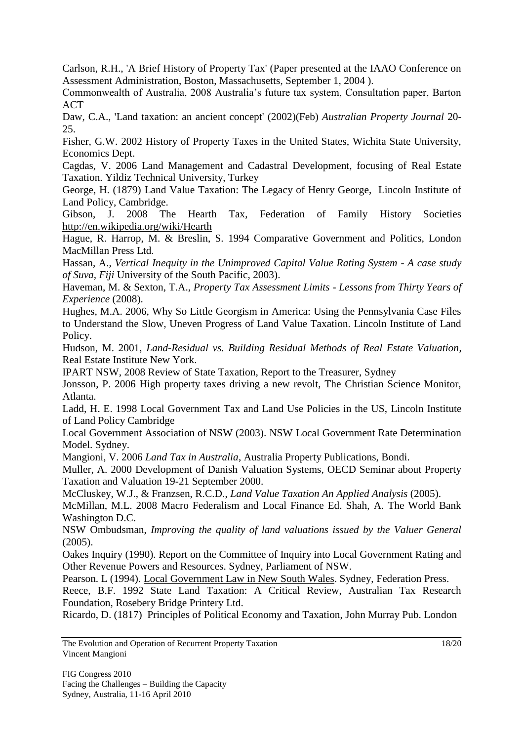Carlson, R.H., 'A Brief History of Property Tax' (Paper presented at the IAAO Conference on Assessment Administration, Boston, Massachusetts, September 1, 2004 ).

Commonwealth of Australia, 2008 Australia's future tax system, Consultation paper, Barton ACT

Daw, C.A., 'Land taxation: an ancient concept' (2002)(Feb) *Australian Property Journal* 20-25.

Fisher, G.W. 2002 History of Property Taxes in the United States, Wichita State University, Economics Dept.

Cagdas, V. 2006 Land Management and Cadastral Development, focusing of Real Estate Taxation. Yildiz Technical University, Turkey

George, H. (1879) Land Value Taxation: The Legacy of Henry George, Lincoln Institute of Land Policy, Cambridge.

Gibson, J. 2008 The Hearth Tax, Federation of Family History Societies http://en.wikipedia.org/wiki/Hearth

Hague, R. Harrop, M. & Breslin, S. 1994 Comparative Government and Politics, London MacMillan Press Ltd.

Hassan, A., *Vertical Inequity in the Unimproved Capital Value Rating System - A case study of Suva, Fiji* University of the South Pacific, 2003).

Haveman, M. & Sexton, T.A., *Property Tax Assessment Limits - Lessons from Thirty Years of Experience* (2008).

Hughes, M.A. 2006, Why So Little Georgism in America: Using the Pennsylvania Case Files to Understand the Slow, Uneven Progress of Land Value Taxation. Lincoln Institute of Land Policy.

Hudson, M. 2001, *Land-Residual vs. Building Residual Methods of Real Estate Valuation*, Real Estate Institute New York.

IPART NSW, 2008 Review of State Taxation, Report to the Treasurer, Sydney

Jonsson, P. 2006 High property taxes driving a new revolt, The Christian Science Monitor, Atlanta.

Ladd, H. E. 1998 Local Government Tax and Land Use Policies in the US, Lincoln Institute of Land Policy Cambridge

Local Government Association of NSW (2003). NSW Local Government Rate Determination Model. Sydney.

Mangioni, V. 2006 *Land Tax in Australia*, Australia Property Publications, Bondi.

Muller, A. 2000 Development of Danish Valuation Systems, OECD Seminar about Property Taxation and Valuation 19-21 September 2000.

McCluskey, W.J., & Franzsen, R.C.D., *Land Value Taxation An Applied Analysis* (2005).

McMillan, M.L. 2008 Macro Federalism and Local Finance Ed. Shah, A. The World Bank Washington D.C.

NSW Ombudsman, *Improving the quality of land valuations issued by the Valuer General* (2005).

Oakes Inquiry (1990). Report on the Committee of Inquiry into Local Government Rating and Other Revenue Powers and Resources. Sydney, Parliament of NSW.

Pearson. L (1994). Local Government Law in New South Wales. Sydney, Federation Press.

Reece, B.F. 1992 State Land Taxation: A Critical Review, Australian Tax Research Foundation, Rosebery Bridge Printery Ltd.

Ricardo, D. (1817) Principles of Political Economy and Taxation, John Murray Pub. London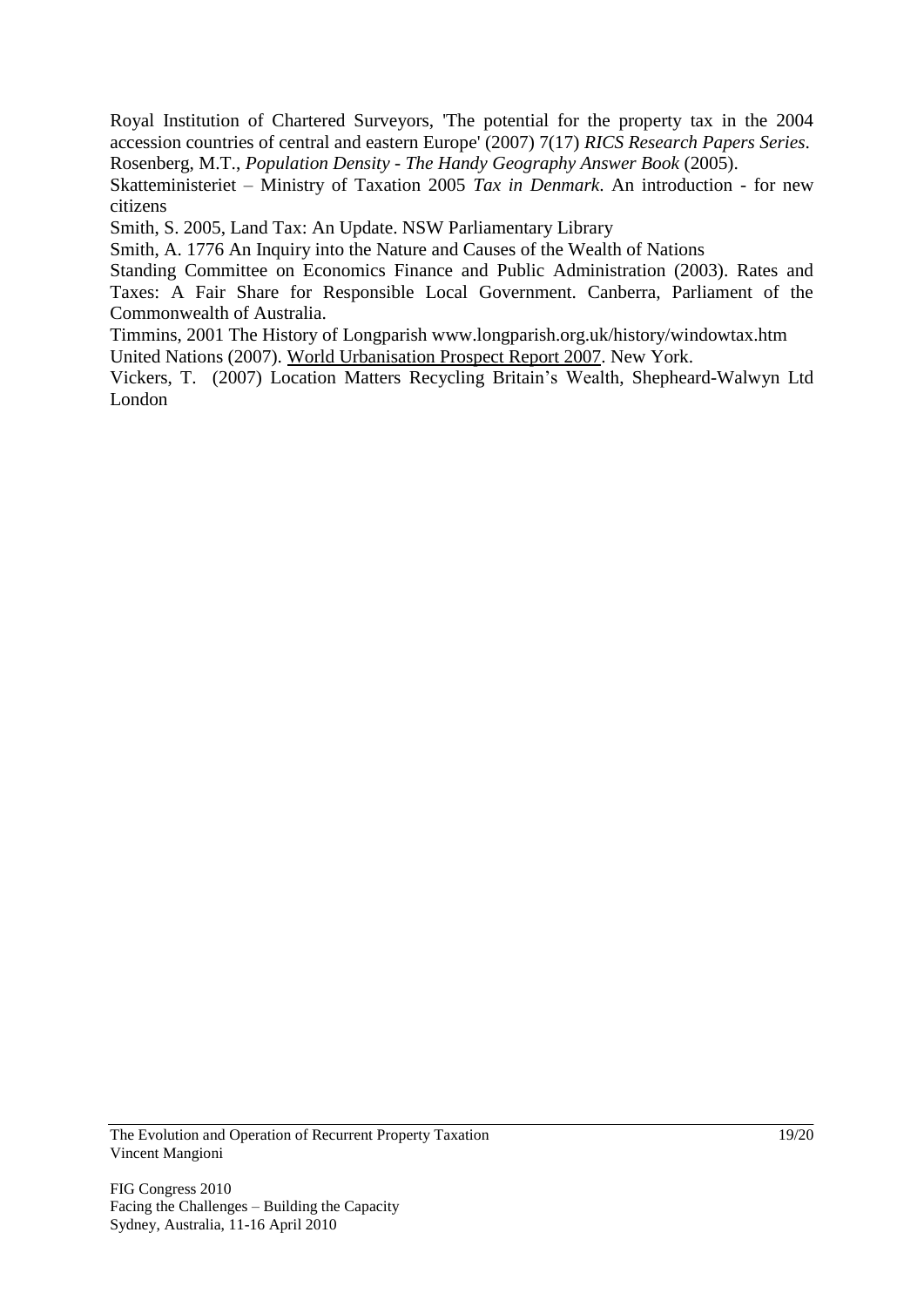Royal Institution of Chartered Surveyors, 'The potential for the property tax in the 2004 accession countries of central and eastern Europe' (2007) 7(17) *RICS Research Papers Series*.

Rosenberg, M.T., *Population Density - The Handy Geography Answer Book* (2005).

Skatteministeriet – Ministry of Taxation 2005 *Tax in Denmark*. An introduction - for new citizens

Smith, S. 2005, Land Tax: An Update. NSW Parliamentary Library

Smith, A. 1776 An Inquiry into the Nature and Causes of the Wealth of Nations

Standing Committee on Economics Finance and Public Administration (2003). Rates and Taxes: A Fair Share for Responsible Local Government. Canberra, Parliament of the Commonwealth of Australia.

Timmins, 2001 The History of Longparish www.longparish.org.uk/history/windowtax.htm

United Nations (2007). World Urbanisation Prospect Report 2007. New York.

Vickers, T. (2007) Location Matters Recycling Britain's Wealth, Shepheard-Walwyn Ltd London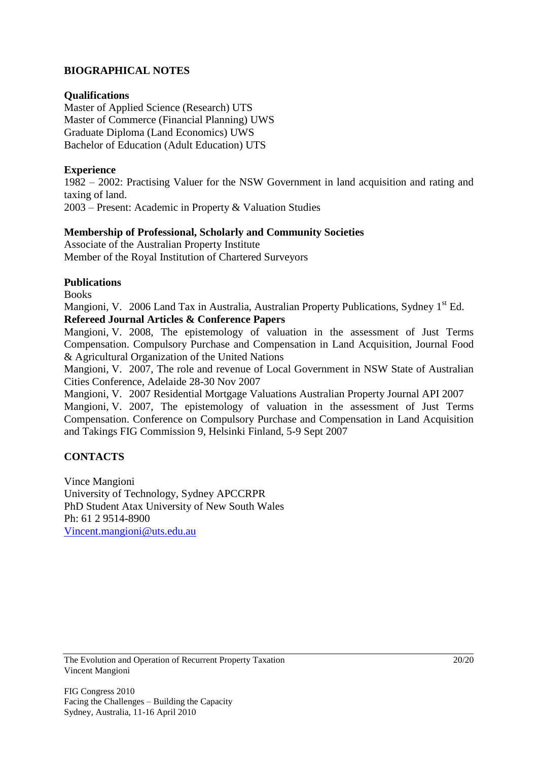## BIOGRAPHICAL NOTES

**Qualifications**
Master of Applied Science (Research) UTS
Master of Commerce (Financial Planning) UWS
Graduate Diploma (Land Economics) UWS
Bachelor of Education (Adult Education) UTS

**Experience**
1982 – 2002: Practising Valuer for the NSW Government in land acquisition and rating and taxing of land.
2003 – Present: Academic in Property & Valuation Studies

**Membership of Professional, Scholarly and Community Societies**
Associate of the Australian Property Institute
Member of the Royal Institution of Chartered Surveyors

**Publications**
Books
Mangioni, V. 2006 Land Tax in Australia, Australian Property Publications, Sydney 1st Ed.
**Refereed Journal Articles & Conference Papers**
Mangioni, V. 2008, The epistemology of valuation in the assessment of Just Terms Compensation. Compulsory Purchase and Compensation in Land Acquisition, Journal Food & Agricultural Organization of the United Nations
Mangioni, V. 2007, The role and revenue of Local Government in NSW State of Australian Cities Conference, Adelaide 28-30 Nov 2007
Mangioni, V. 2007 Residential Mortgage Valuations Australian Property Journal API 2007
Mangioni, V. 2007, The epistemology of valuation in the assessment of Just Terms Compensation. Conference on Compulsory Purchase and Compensation in Land Acquisition and Takings FIG Commission 9, Helsinki Finland, 5-9 Sept 2007

## CONTACTS

Vince Mangioni
University of Technology, Sydney APCCRPR
PhD Student Atax University of New South Wales
Ph: 61 2 9514-8900
Vincent.mangioni@uts.edu.au